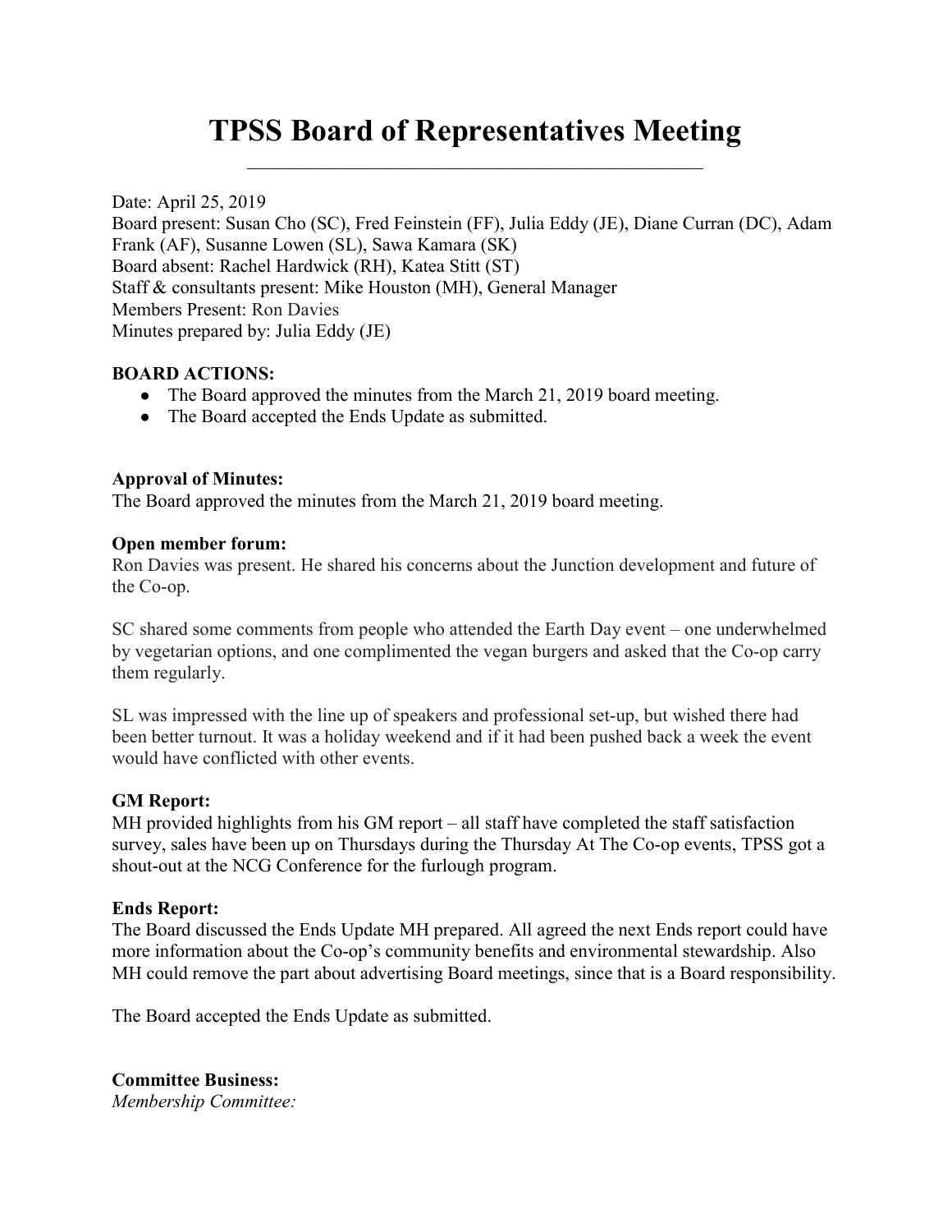# TPSS Board of Representatives Meeting

Date: April 25, 2019
Board present: Susan Cho (SC), Fred Feinstein (FF), Julia Eddy (JE), Diane Curran (DC), Adam Frank (AF), Susanne Lowen (SL), Sawa Kamara (SK)
Board absent: Rachel Hardwick (RH), Katea Stitt (ST)
Staff & consultants present: Mike Houston (MH), General Manager
Members Present: Ron Davies
Minutes prepared by: Julia Eddy (JE)

**BOARD ACTIONS:**

- The Board approved the minutes from the March 21, 2019 board meeting.
- The Board accepted the Ends Update as submitted.

**Approval of Minutes:**
The Board approved the minutes from the March 21, 2019 board meeting.

**Open member forum:**
Ron Davies was present. He shared his concerns about the Junction development and future of the Co-op.

SC shared some comments from people who attended the Earth Day event – one underwhelmed by vegetarian options, and one complimented the vegan burgers and asked that the Co-op carry them regularly.

SL was impressed with the line up of speakers and professional set-up, but wished there had been better turnout. It was a holiday weekend and if it had been pushed back a week the event would have conflicted with other events.

**GM Report:**
MH provided highlights from his GM report – all staff have completed the staff satisfaction survey, sales have been up on Thursdays during the Thursday At The Co-op events, TPSS got a shout-out at the NCG Conference for the furlough program.

**Ends Report:**
The Board discussed the Ends Update MH prepared. All agreed the next Ends report could have more information about the Co-op's community benefits and environmental stewardship. Also MH could remove the part about advertising Board meetings, since that is a Board responsibility.

The Board accepted the Ends Update as submitted.

**Committee Business:**
*Membership Committee:*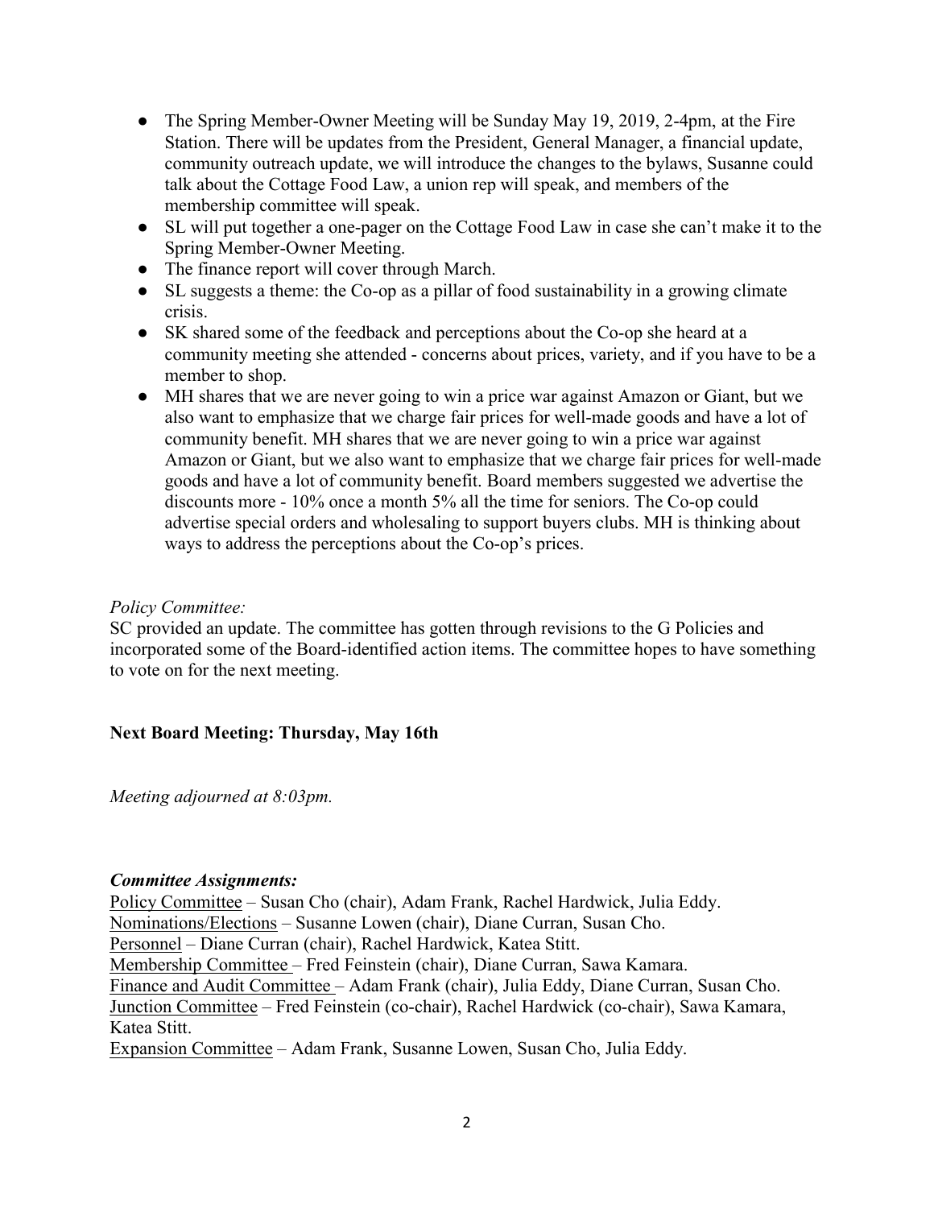- The Spring Member-Owner Meeting will be Sunday May 19, 2019, 2-4pm, at the Fire Station. There will be updates from the President, General Manager, a financial update, community outreach update, we will introduce the changes to the bylaws, Susanne could talk about the Cottage Food Law, a union rep will speak, and members of the membership committee will speak.
- SL will put together a one-pager on the Cottage Food Law in case she can't make it to the Spring Member-Owner Meeting.
- The finance report will cover through March.
- SL suggests a theme: the Co-op as a pillar of food sustainability in a growing climate crisis.
- SK shared some of the feedback and perceptions about the Co-op she heard at a community meeting she attended - concerns about prices, variety, and if you have to be a member to shop.
- MH shares that we are never going to win a price war against Amazon or Giant, but we also want to emphasize that we charge fair prices for well-made goods and have a lot of community benefit. MH shares that we are never going to win a price war against Amazon or Giant, but we also want to emphasize that we charge fair prices for well-made goods and have a lot of community benefit. Board members suggested we advertise the discounts more - 10% once a month 5% all the time for seniors. The Co-op could advertise special orders and wholesaling to support buyers clubs. MH is thinking about ways to address the perceptions about the Co-op's prices.

*Policy Committee:*
SC provided an update. The committee has gotten through revisions to the G Policies and incorporated some of the Board-identified action items. The committee hopes to have something to vote on for the next meeting.

**Next Board Meeting: Thursday, May 16th**

*Meeting adjourned at 8:03pm.*

***Committee Assignments:***
Policy Committee – Susan Cho (chair), Adam Frank, Rachel Hardwick, Julia Eddy.
Nominations/Elections – Susanne Lowen (chair), Diane Curran, Susan Cho.
Personnel – Diane Curran (chair), Rachel Hardwick, Katea Stitt.
Membership Committee – Fred Feinstein (chair), Diane Curran, Sawa Kamara.
Finance and Audit Committee – Adam Frank (chair), Julia Eddy, Diane Curran, Susan Cho.
Junction Committee – Fred Feinstein (co-chair), Rachel Hardwick (co-chair), Sawa Kamara, Katea Stitt.
Expansion Committee – Adam Frank, Susanne Lowen, Susan Cho, Julia Eddy.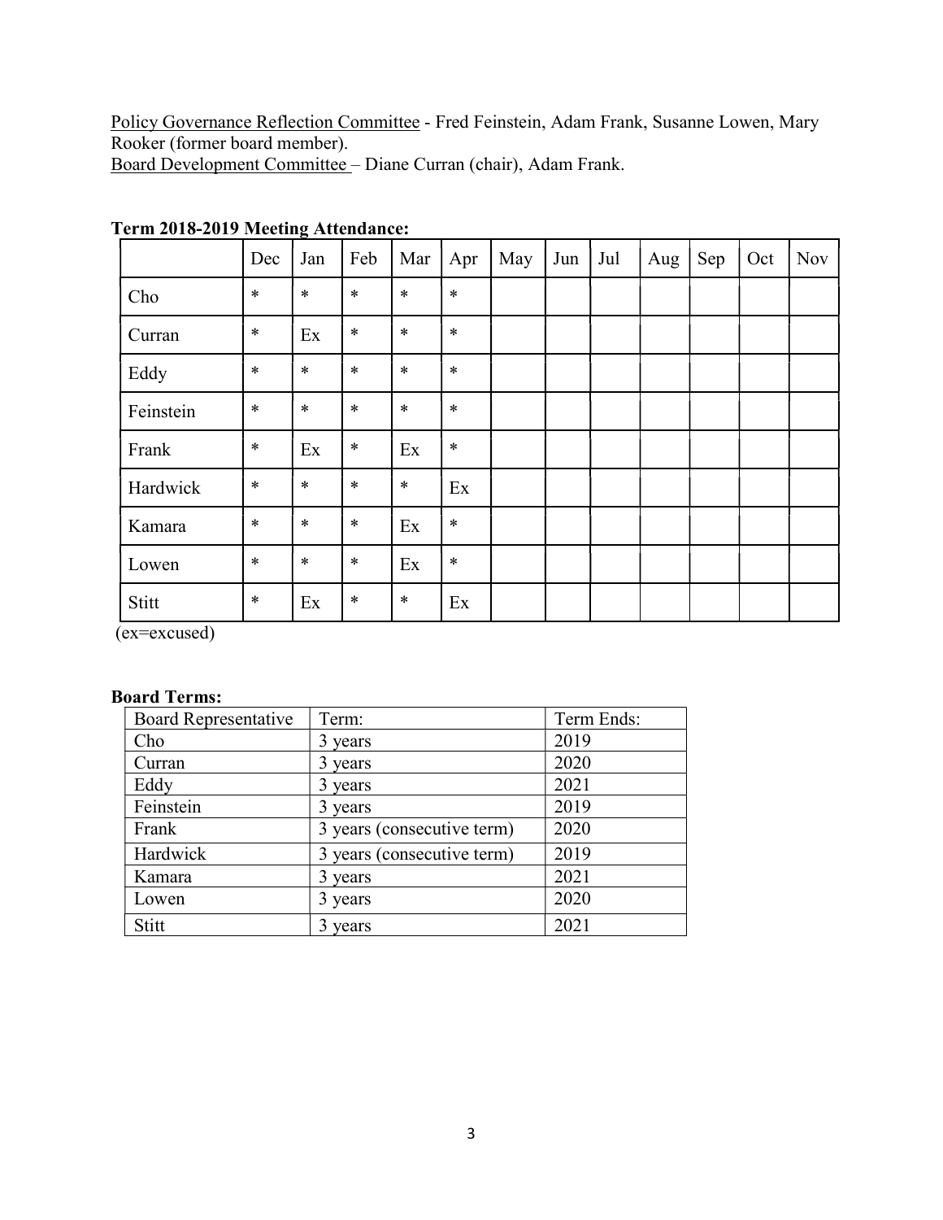<u>Policy Governance Reflection Committee</u> - Fred Feinstein, Adam Frank, Susanne Lowen, Mary Rooker (former board member).
<u>Board Development Committee</u> – Diane Curran (chair), Adam Frank.

**Term 2018-2019 Meeting Attendance:**

| | Dec | Jan | Feb | Mar | Apr | May | Jun | Jul | Aug | Sep | Oct | Nov |
|---|---|---|---|---|---|---|---|---|---|---|---|---|
| Cho | * | * | * | * | * | | | | | | | |
| Curran | * | Ex | * | * | * | | | | | | | |
| Eddy | * | * | * | * | * | | | | | | | |
| Feinstein | * | * | * | * | * | | | | | | | |
| Frank | * | Ex | * | Ex | * | | | | | | | |
| Hardwick | * | * | * | * | Ex | | | | | | | |
| Kamara | * | * | * | Ex | * | | | | | | | |
| Lowen | * | * | * | Ex | * | | | | | | | |
| Stitt | * | Ex | * | * | Ex | | | | | | | |

(ex=excused)

**Board Terms:**

| Board Representative | Term: | Term Ends: |
|---|---|---|
| Cho | 3 years | 2019 |
| Curran | 3 years | 2020 |
| Eddy | 3 years | 2021 |
| Feinstein | 3 years | 2019 |
| Frank | 3 years (consecutive term) | 2020 |
| Hardwick | 3 years (consecutive term) | 2019 |
| Kamara | 3 years | 2021 |
| Lowen | 3 years | 2020 |
| Stitt | 3 years | 2021 |